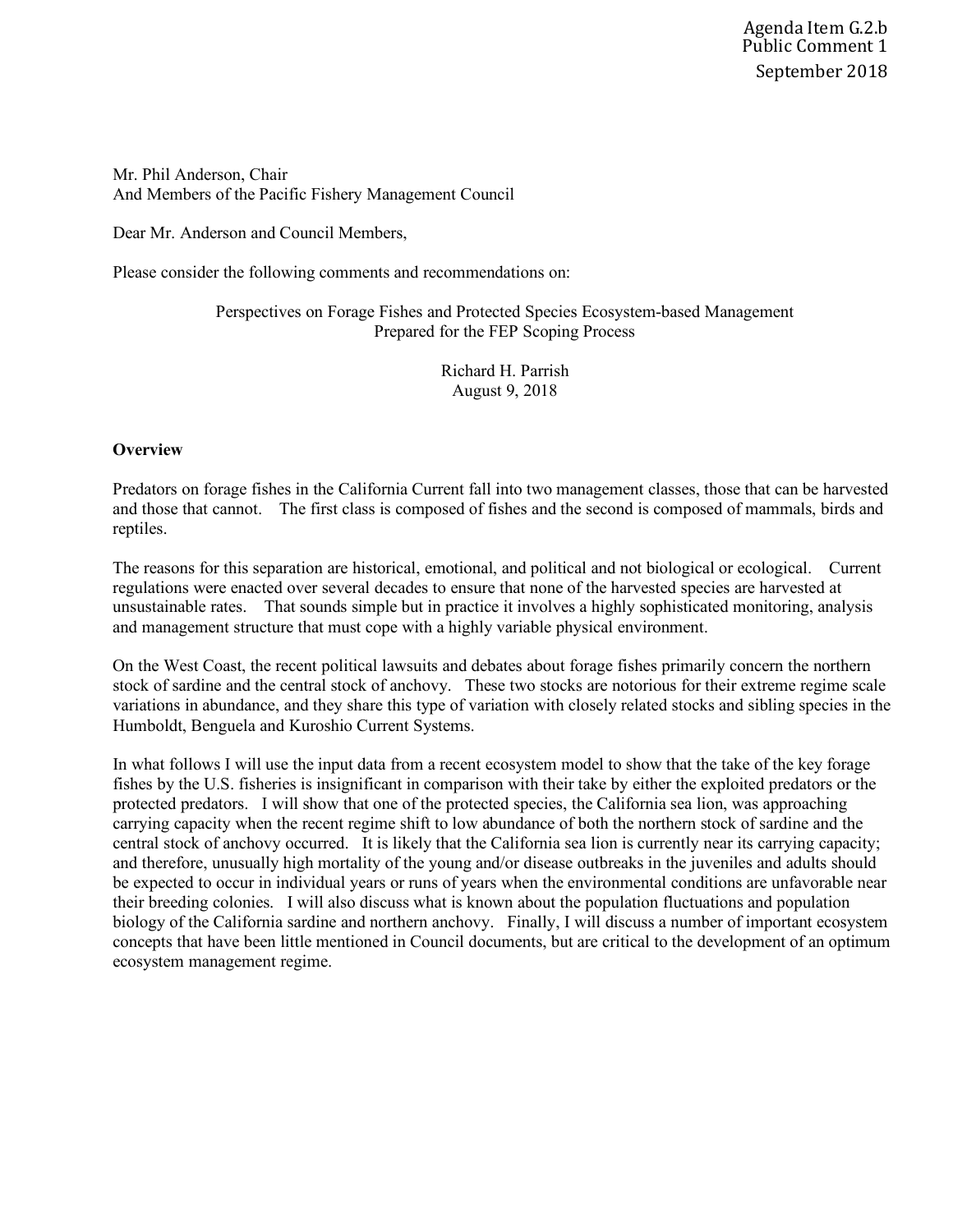Agenda Item G.2.b
Public Comment 1
September 2018

Mr. Phil Anderson, Chair
And Members of the Pacific Fishery Management Council

Dear Mr. Anderson and Council Members,

Please consider the following comments and recommendations on:

Perspectives on Forage Fishes and Protected Species Ecosystem-based Management
Prepared for the FEP Scoping Process

Richard H. Parrish
August 9, 2018

**Overview**

Predators on forage fishes in the California Current fall into two management classes, those that can be harvested and those that cannot. The first class is composed of fishes and the second is composed of mammals, birds and reptiles.

The reasons for this separation are historical, emotional, and political and not biological or ecological. Current regulations were enacted over several decades to ensure that none of the harvested species are harvested at unsustainable rates. That sounds simple but in practice it involves a highly sophisticated monitoring, analysis and management structure that must cope with a highly variable physical environment.

On the West Coast, the recent political lawsuits and debates about forage fishes primarily concern the northern stock of sardine and the central stock of anchovy. These two stocks are notorious for their extreme regime scale variations in abundance, and they share this type of variation with closely related stocks and sibling species in the Humboldt, Benguela and Kuroshio Current Systems.

In what follows I will use the input data from a recent ecosystem model to show that the take of the key forage fishes by the U.S. fisheries is insignificant in comparison with their take by either the exploited predators or the protected predators. I will show that one of the protected species, the California sea lion, was approaching carrying capacity when the recent regime shift to low abundance of both the northern stock of sardine and the central stock of anchovy occurred. It is likely that the California sea lion is currently near its carrying capacity; and therefore, unusually high mortality of the young and/or disease outbreaks in the juveniles and adults should be expected to occur in individual years or runs of years when the environmental conditions are unfavorable near their breeding colonies. I will also discuss what is known about the population fluctuations and population biology of the California sardine and northern anchovy. Finally, I will discuss a number of important ecosystem concepts that have been little mentioned in Council documents, but are critical to the development of an optimum ecosystem management regime.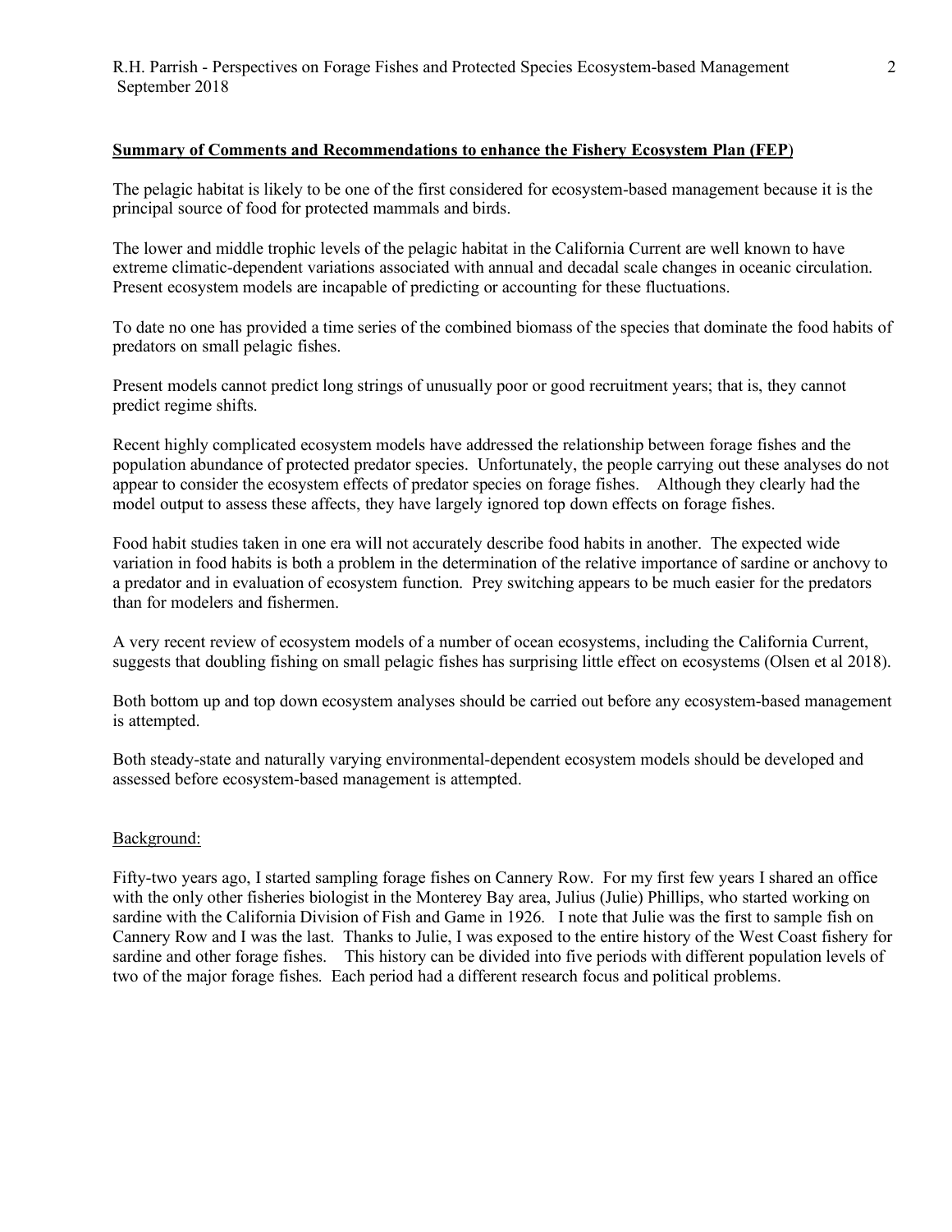**Summary of Comments and Recommendations to enhance the Fishery Ecosystem Plan (FEP)**

The pelagic habitat is likely to be one of the first considered for ecosystem-based management because it is the principal source of food for protected mammals and birds.

The lower and middle trophic levels of the pelagic habitat in the California Current are well known to have extreme climatic-dependent variations associated with annual and decadal scale changes in oceanic circulation. Present ecosystem models are incapable of predicting or accounting for these fluctuations.

To date no one has provided a time series of the combined biomass of the species that dominate the food habits of predators on small pelagic fishes.

Present models cannot predict long strings of unusually poor or good recruitment years; that is, they cannot predict regime shifts.

Recent highly complicated ecosystem models have addressed the relationship between forage fishes and the population abundance of protected predator species. Unfortunately, the people carrying out these analyses do not appear to consider the ecosystem effects of predator species on forage fishes. Although they clearly had the model output to assess these affects, they have largely ignored top down effects on forage fishes.

Food habit studies taken in one era will not accurately describe food habits in another. The expected wide variation in food habits is both a problem in the determination of the relative importance of sardine or anchovy to a predator and in evaluation of ecosystem function. Prey switching appears to be much easier for the predators than for modelers and fishermen.

A very recent review of ecosystem models of a number of ocean ecosystems, including the California Current, suggests that doubling fishing on small pelagic fishes has surprising little effect on ecosystems (Olsen et al 2018).

Both bottom up and top down ecosystem analyses should be carried out before any ecosystem-based management is attempted.

Both steady-state and naturally varying environmental-dependent ecosystem models should be developed and assessed before ecosystem-based management is attempted.

Background:

Fifty-two years ago, I started sampling forage fishes on Cannery Row. For my first few years I shared an office with the only other fisheries biologist in the Monterey Bay area, Julius (Julie) Phillips, who started working on sardine with the California Division of Fish and Game in 1926. I note that Julie was the first to sample fish on Cannery Row and I was the last. Thanks to Julie, I was exposed to the entire history of the West Coast fishery for sardine and other forage fishes. This history can be divided into five periods with different population levels of two of the major forage fishes. Each period had a different research focus and political problems.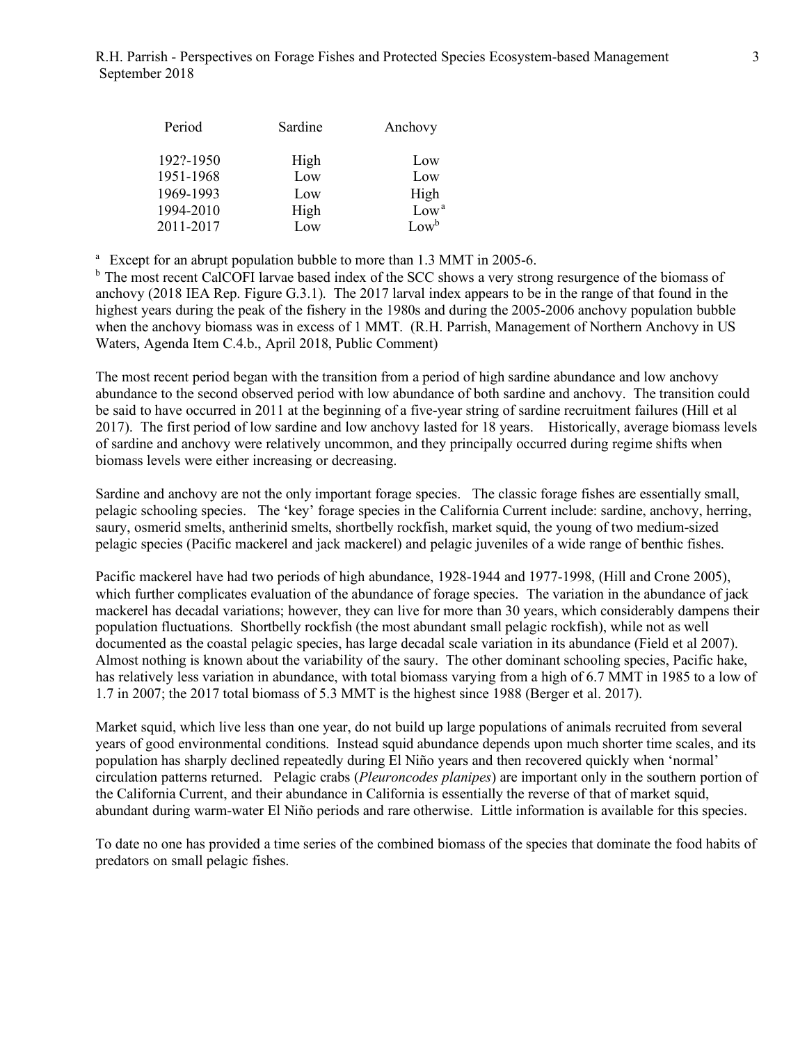| Period | Sardine | Anchovy |
|---|---|---|
| 192?-1950 | High | Low |
| 1951-1968 | Low | Low |
| 1969-1993 | Low | High |
| 1994-2010 | High | Low [a] |
| 2011-2017 | Low | Low [b] |

[a] Except for an abrupt population bubble to more than 1.3 MMT in 2005-6.

[b] The most recent CalCOFI larvae based index of the SCC shows a very strong resurgence of the biomass of anchovy (2018 IEA Rep. Figure G.3.1). The 2017 larval index appears to be in the range of that found in the highest years during the peak of the fishery in the 1980s and during the 2005-2006 anchovy population bubble when the anchovy biomass was in excess of 1 MMT. (R.H. Parrish, Management of Northern Anchovy in US Waters, Agenda Item C.4.b., April 2018, Public Comment)

The most recent period began with the transition from a period of high sardine abundance and low anchovy abundance to the second observed period with low abundance of both sardine and anchovy. The transition could be said to have occurred in 2011 at the beginning of a five-year string of sardine recruitment failures (Hill et al 2017). The first period of low sardine and low anchovy lasted for 18 years. Historically, average biomass levels of sardine and anchovy were relatively uncommon, and they principally occurred during regime shifts when biomass levels were either increasing or decreasing.

Sardine and anchovy are not the only important forage species. The classic forage fishes are essentially small, pelagic schooling species. The 'key' forage species in the California Current include: sardine, anchovy, herring, saury, osmerid smelts, antherinid smelts, shortbelly rockfish, market squid, the young of two medium-sized pelagic species (Pacific mackerel and jack mackerel) and pelagic juveniles of a wide range of benthic fishes.

Pacific mackerel have had two periods of high abundance, 1928-1944 and 1977-1998, (Hill and Crone 2005), which further complicates evaluation of the abundance of forage species. The variation in the abundance of jack mackerel has decadal variations; however, they can live for more than 30 years, which considerably dampens their population fluctuations. Shortbelly rockfish (the most abundant small pelagic rockfish), while not as well documented as the coastal pelagic species, has large decadal scale variation in its abundance (Field et al 2007). Almost nothing is known about the variability of the saury. The other dominant schooling species, Pacific hake, has relatively less variation in abundance, with total biomass varying from a high of 6.7 MMT in 1985 to a low of 1.7 in 2007; the 2017 total biomass of 5.3 MMT is the highest since 1988 (Berger et al. 2017).

Market squid, which live less than one year, do not build up large populations of animals recruited from several years of good environmental conditions. Instead squid abundance depends upon much shorter time scales, and its population has sharply declined repeatedly during El Niño years and then recovered quickly when 'normal' circulation patterns returned. Pelagic crabs (*Pleuroncodes planipes*) are important only in the southern portion of the California Current, and their abundance in California is essentially the reverse of that of market squid, abundant during warm-water El Niño periods and rare otherwise. Little information is available for this species.

To date no one has provided a time series of the combined biomass of the species that dominate the food habits of predators on small pelagic fishes.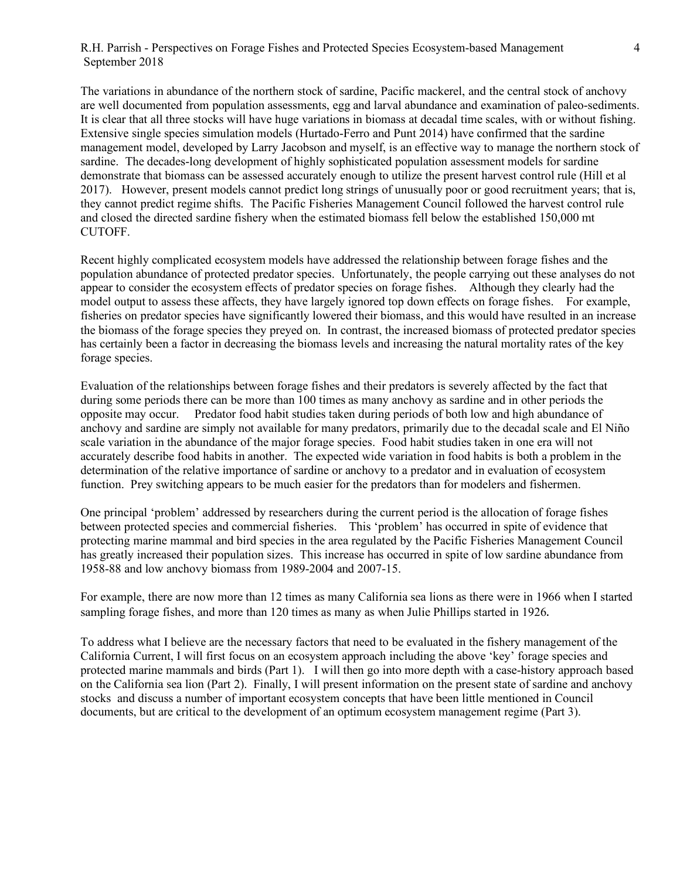The variations in abundance of the northern stock of sardine, Pacific mackerel, and the central stock of anchovy are well documented from population assessments, egg and larval abundance and examination of paleo-sediments. It is clear that all three stocks will have huge variations in biomass at decadal time scales, with or without fishing. Extensive single species simulation models (Hurtado-Ferro and Punt 2014) have confirmed that the sardine management model, developed by Larry Jacobson and myself, is an effective way to manage the northern stock of sardine. The decades-long development of highly sophisticated population assessment models for sardine demonstrate that biomass can be assessed accurately enough to utilize the present harvest control rule (Hill et al 2017). However, present models cannot predict long strings of unusually poor or good recruitment years; that is, they cannot predict regime shifts. The Pacific Fisheries Management Council followed the harvest control rule and closed the directed sardine fishery when the estimated biomass fell below the established 150,000 mt CUTOFF.

Recent highly complicated ecosystem models have addressed the relationship between forage fishes and the population abundance of protected predator species. Unfortunately, the people carrying out these analyses do not appear to consider the ecosystem effects of predator species on forage fishes. Although they clearly had the model output to assess these affects, they have largely ignored top down effects on forage fishes. For example, fisheries on predator species have significantly lowered their biomass, and this would have resulted in an increase the biomass of the forage species they preyed on. In contrast, the increased biomass of protected predator species has certainly been a factor in decreasing the biomass levels and increasing the natural mortality rates of the key forage species.

Evaluation of the relationships between forage fishes and their predators is severely affected by the fact that during some periods there can be more than 100 times as many anchovy as sardine and in other periods the opposite may occur. Predator food habit studies taken during periods of both low and high abundance of anchovy and sardine are simply not available for many predators, primarily due to the decadal scale and El Niño scale variation in the abundance of the major forage species. Food habit studies taken in one era will not accurately describe food habits in another. The expected wide variation in food habits is both a problem in the determination of the relative importance of sardine or anchovy to a predator and in evaluation of ecosystem function. Prey switching appears to be much easier for the predators than for modelers and fishermen.

One principal 'problem' addressed by researchers during the current period is the allocation of forage fishes between protected species and commercial fisheries. This 'problem' has occurred in spite of evidence that protecting marine mammal and bird species in the area regulated by the Pacific Fisheries Management Council has greatly increased their population sizes. This increase has occurred in spite of low sardine abundance from 1958-88 and low anchovy biomass from 1989-2004 and 2007-15.

For example, there are now more than 12 times as many California sea lions as there were in 1966 when I started sampling forage fishes, and more than 120 times as many as when Julie Phillips started in 1926.

To address what I believe are the necessary factors that need to be evaluated in the fishery management of the California Current, I will first focus on an ecosystem approach including the above 'key' forage species and protected marine mammals and birds (Part 1). I will then go into more depth with a case-history approach based on the California sea lion (Part 2). Finally, I will present information on the present state of sardine and anchovy stocks and discuss a number of important ecosystem concepts that have been little mentioned in Council documents, but are critical to the development of an optimum ecosystem management regime (Part 3).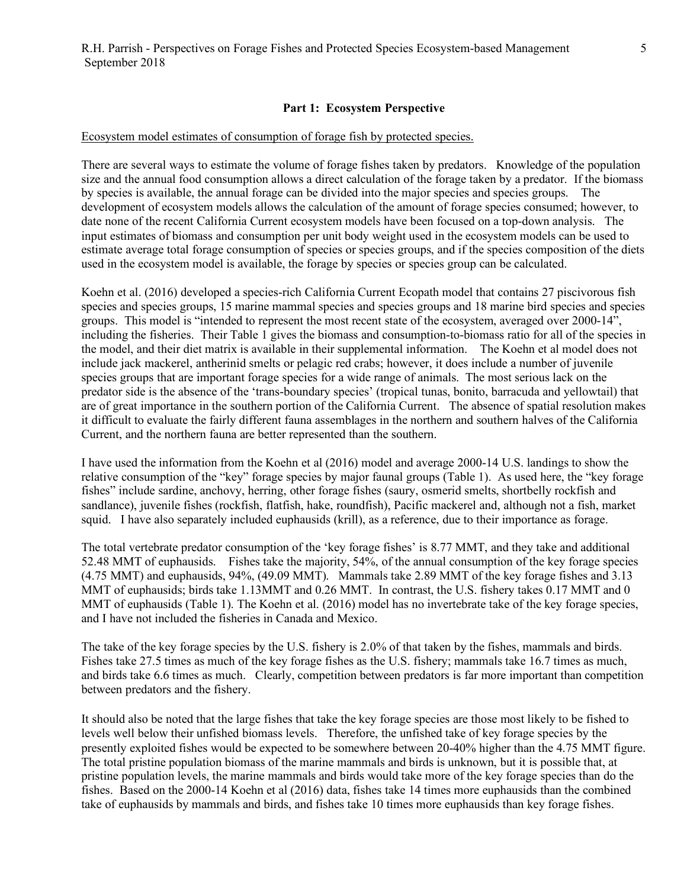## Part 1: Ecosystem Perspective

Ecosystem model estimates of consumption of forage fish by protected species.

There are several ways to estimate the volume of forage fishes taken by predators. Knowledge of the population size and the annual food consumption allows a direct calculation of the forage taken by a predator. If the biomass by species is available, the annual forage can be divided into the major species and species groups. The development of ecosystem models allows the calculation of the amount of forage species consumed; however, to date none of the recent California Current ecosystem models have been focused on a top-down analysis. The input estimates of biomass and consumption per unit body weight used in the ecosystem models can be used to estimate average total forage consumption of species or species groups, and if the species composition of the diets used in the ecosystem model is available, the forage by species or species group can be calculated.

Koehn et al. (2016) developed a species-rich California Current Ecopath model that contains 27 piscivorous fish species and species groups, 15 marine mammal species and species groups and 18 marine bird species and species groups. This model is "intended to represent the most recent state of the ecosystem, averaged over 2000-14", including the fisheries. Their Table 1 gives the biomass and consumption-to-biomass ratio for all of the species in the model, and their diet matrix is available in their supplemental information. The Koehn et al model does not include jack mackerel, antherinid smelts or pelagic red crabs; however, it does include a number of juvenile species groups that are important forage species for a wide range of animals. The most serious lack on the predator side is the absence of the 'trans-boundary species' (tropical tunas, bonito, barracuda and yellowtail) that are of great importance in the southern portion of the California Current. The absence of spatial resolution makes it difficult to evaluate the fairly different fauna assemblages in the northern and southern halves of the California Current, and the northern fauna are better represented than the southern.

I have used the information from the Koehn et al (2016) model and average 2000-14 U.S. landings to show the relative consumption of the "key" forage species by major faunal groups (Table 1). As used here, the "key forage fishes" include sardine, anchovy, herring, other forage fishes (saury, osmerid smelts, shortbelly rockfish and sandlance), juvenile fishes (rockfish, flatfish, hake, roundfish), Pacific mackerel and, although not a fish, market squid. I have also separately included euphausids (krill), as a reference, due to their importance as forage.

The total vertebrate predator consumption of the 'key forage fishes' is 8.77 MMT, and they take and additional 52.48 MMT of euphausids. Fishes take the majority, 54%, of the annual consumption of the key forage species (4.75 MMT) and euphausids, 94%, (49.09 MMT). Mammals take 2.89 MMT of the key forage fishes and 3.13 MMT of euphausids; birds take 1.13MMT and 0.26 MMT. In contrast, the U.S. fishery takes 0.17 MMT and 0 MMT of euphausids (Table 1). The Koehn et al. (2016) model has no invertebrate take of the key forage species, and I have not included the fisheries in Canada and Mexico.

The take of the key forage species by the U.S. fishery is 2.0% of that taken by the fishes, mammals and birds. Fishes take 27.5 times as much of the key forage fishes as the U.S. fishery; mammals take 16.7 times as much, and birds take 6.6 times as much. Clearly, competition between predators is far more important than competition between predators and the fishery.

It should also be noted that the large fishes that take the key forage species are those most likely to be fished to levels well below their unfished biomass levels. Therefore, the unfished take of key forage species by the presently exploited fishes would be expected to be somewhere between 20-40% higher than the 4.75 MMT figure. The total pristine population biomass of the marine mammals and birds is unknown, but it is possible that, at pristine population levels, the marine mammals and birds would take more of the key forage species than do the fishes. Based on the 2000-14 Koehn et al (2016) data, fishes take 14 times more euphausids than the combined take of euphausids by mammals and birds, and fishes take 10 times more euphausids than key forage fishes.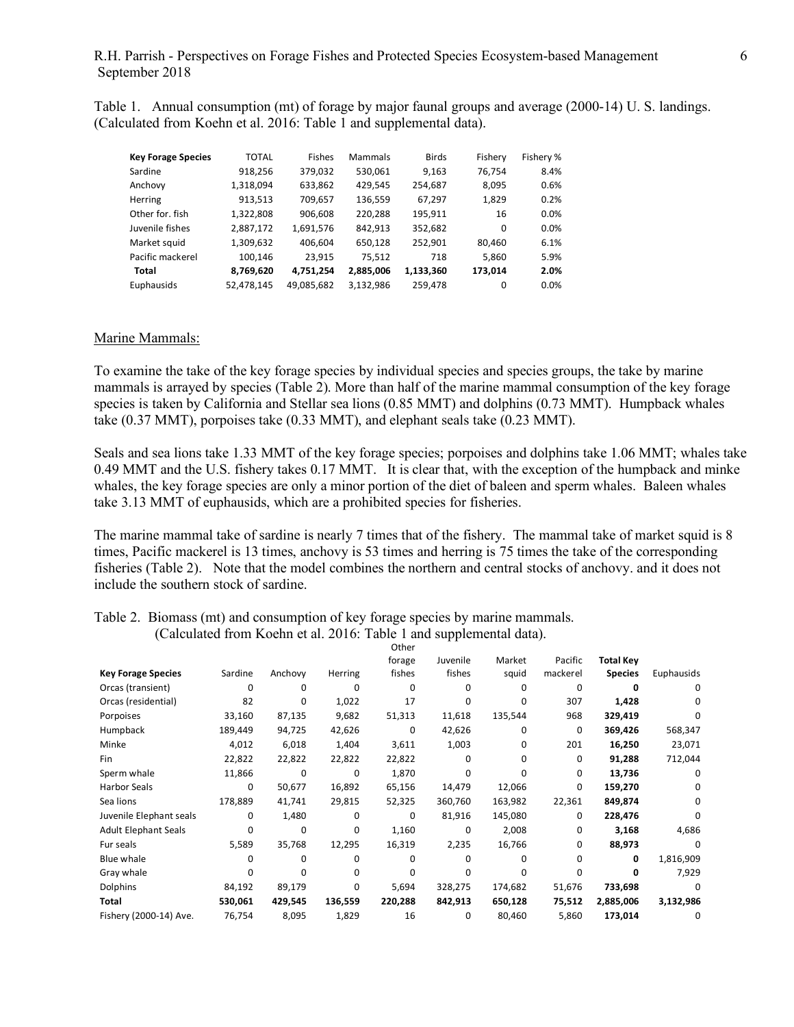Table 1. Annual consumption (mt) of forage by major faunal groups and average (2000-14) U. S. landings. (Calculated from Koehn et al. 2016: Table 1 and supplemental data).

| Key Forage Species | TOTAL | Fishes | Mammals | Birds | Fishery | Fishery % |
|---|---|---|---|---|---|---|
| Sardine | 918,256 | 379,032 | 530,061 | 9,163 | 76,754 | 8.4% |
| Anchovy | 1,318,094 | 633,862 | 429,545 | 254,687 | 8,095 | 0.6% |
| Herring | 913,513 | 709,657 | 136,559 | 67,297 | 1,829 | 0.2% |
| Other for. fish | 1,322,808 | 906,608 | 220,288 | 195,911 | 16 | 0.0% |
| Juvenile fishes | 2,887,172 | 1,691,576 | 842,913 | 352,682 | 0 | 0.0% |
| Market squid | 1,309,632 | 406,604 | 650,128 | 252,901 | 80,460 | 6.1% |
| Pacific mackerel | 100,146 | 23,915 | 75,512 | 718 | 5,860 | 5.9% |
| **Total** | **8,769,620** | **4,751,254** | **2,885,006** | **1,133,360** | **173,014** | **2.0%** |
| Euphausids | 52,478,145 | 49,085,682 | 3,132,986 | 259,478 | 0 | 0.0% |

Marine Mammals:

To examine the take of the key forage species by individual species and species groups, the take by marine mammals is arrayed by species (Table 2). More than half of the marine mammal consumption of the key forage species is taken by California and Stellar sea lions (0.85 MMT) and dolphins (0.73 MMT). Humpback whales take (0.37 MMT), porpoises take (0.33 MMT), and elephant seals take (0.23 MMT).

Seals and sea lions take 1.33 MMT of the key forage species; porpoises and dolphins take 1.06 MMT; whales take 0.49 MMT and the U.S. fishery takes 0.17 MMT. It is clear that, with the exception of the humpback and minke whales, the key forage species are only a minor portion of the diet of baleen and sperm whales. Baleen whales take 3.13 MMT of euphausids, which are a prohibited species for fisheries.

The marine mammal take of sardine is nearly 7 times that of the fishery. The mammal take of market squid is 8 times, Pacific mackerel is 13 times, anchovy is 53 times and herring is 75 times the take of the corresponding fisheries (Table 2). Note that the model combines the northern and central stocks of anchovy. and it does not include the southern stock of sardine.

Table 2. Biomass (mt) and consumption of key forage species by marine mammals. (Calculated from Koehn et al. 2016: Table 1 and supplemental data).

| Key Forage Species | Sardine | Anchovy | Herring | Other forage fishes | Juvenile fishes | Market squid | Pacific mackerel | Total Key Species | Euphausids |
|---|---|---|---|---|---|---|---|---|---|
| Orcas (transient) | 0 | 0 | 0 | 0 | 0 | 0 | 0 | **0** | 0 |
| Orcas (residential) | 82 | 0 | 1,022 | 17 | 0 | 0 | 307 | **1,428** | 0 |
| Porpoises | 33,160 | 87,135 | 9,682 | 51,313 | 11,618 | 135,544 | 968 | **329,419** | 0 |
| Humpback | 189,449 | 94,725 | 42,626 | 0 | 42,626 | 0 | 0 | **369,426** | 568,347 |
| Minke | 4,012 | 6,018 | 1,404 | 3,611 | 1,003 | 0 | 201 | **16,250** | 23,071 |
| Fin | 22,822 | 22,822 | 22,822 | 22,822 | 0 | 0 | 0 | **91,288** | 712,044 |
| Sperm whale | 11,866 | 0 | 0 | 1,870 | 0 | 0 | 0 | **13,736** | 0 |
| Harbor Seals | 0 | 50,677 | 16,892 | 65,156 | 14,479 | 12,066 | 0 | **159,270** | 0 |
| Sea lions | 178,889 | 41,741 | 29,815 | 52,325 | 360,760 | 163,982 | 22,361 | **849,874** | 0 |
| Juvenile Elephant seals | 0 | 1,480 | 0 | 0 | 81,916 | 145,080 | 0 | **228,476** | 0 |
| Adult Elephant Seals | 0 | 0 | 0 | 1,160 | 0 | 2,008 | 0 | **3,168** | 4,686 |
| Fur seals | 5,589 | 35,768 | 12,295 | 16,319 | 2,235 | 16,766 | 0 | **88,973** | 0 |
| Blue whale | 0 | 0 | 0 | 0 | 0 | 0 | 0 | **0** | 1,816,909 |
| Gray whale | 0 | 0 | 0 | 0 | 0 | 0 | 0 | **0** | 7,929 |
| Dolphins | 84,192 | 89,179 | 0 | 5,694 | 328,275 | 174,682 | 51,676 | **733,698** | 0 |
| **Total** | **530,061** | **429,545** | **136,559** | **220,288** | **842,913** | **650,128** | **75,512** | **2,885,006** | **3,132,986** |
| Fishery (2000-14) Ave. | 76,754 | 8,095 | 1,829 | 16 | 0 | 80,460 | 5,860 | **173,014** | 0 |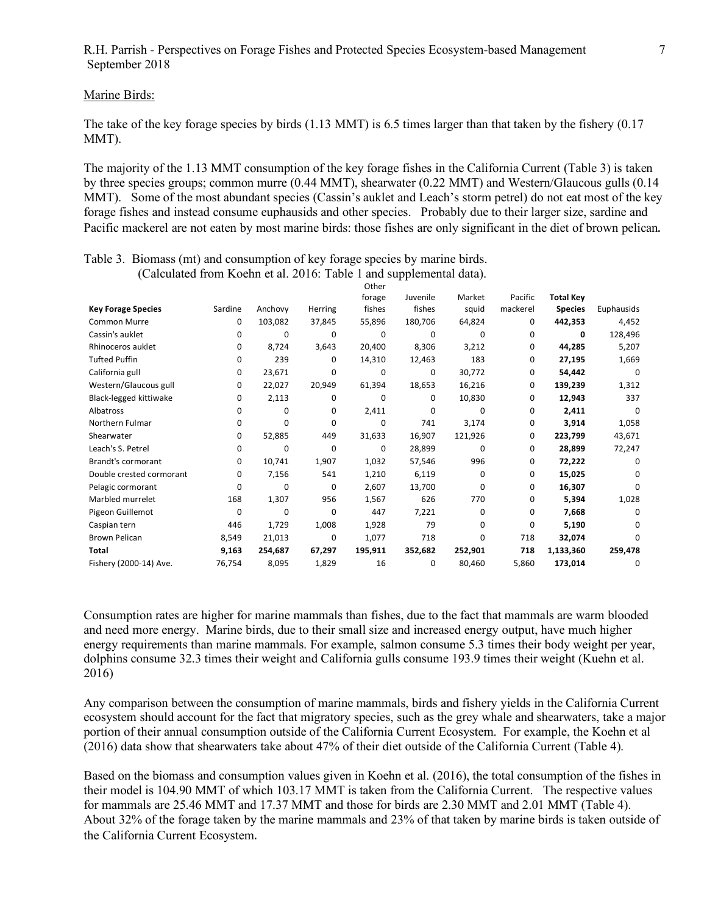Marine Birds:

The take of the key forage species by birds (1.13 MMT) is 6.5 times larger than that taken by the fishery (0.17 MMT).

The majority of the 1.13 MMT consumption of the key forage fishes in the California Current (Table 3) is taken by three species groups; common murre (0.44 MMT), shearwater (0.22 MMT) and Western/Glaucous gulls (0.14 MMT). Some of the most abundant species (Cassin's auklet and Leach's storm petrel) do not eat most of the key forage fishes and instead consume euphausids and other species. Probably due to their larger size, sardine and Pacific mackerel are not eaten by most marine birds: those fishes are only significant in the diet of brown pelican.

Table 3. Biomass (mt) and consumption of key forage species by marine birds.
(Calculated from Koehn et al. 2016: Table 1 and supplemental data).

| Key Forage Species | Sardine | Anchovy | Herring | Other forage fishes | Juvenile fishes | Market squid | Pacific mackerel | Total Key Species | Euphausids |
|---|---|---|---|---|---|---|---|---|---|
| Common Murre | 0 | 103,082 | 37,845 | 55,896 | 180,706 | 64,824 | 0 | **442,353** | 4,452 |
| Cassin's auklet | 0 | 0 | 0 | 0 | 0 | 0 | 0 | **0** | 128,496 |
| Rhinoceros auklet | 0 | 8,724 | 3,643 | 20,400 | 8,306 | 3,212 | 0 | **44,285** | 5,207 |
| Tufted Puffin | 0 | 239 | 0 | 14,310 | 12,463 | 183 | 0 | **27,195** | 1,669 |
| California gull | 0 | 23,671 | 0 | 0 | 0 | 30,772 | 0 | **54,442** | 0 |
| Western/Glaucous gull | 0 | 22,027 | 20,949 | 61,394 | 18,653 | 16,216 | 0 | **139,239** | 1,312 |
| Black-legged kittiwake | 0 | 2,113 | 0 | 0 | 0 | 10,830 | 0 | **12,943** | 337 |
| Albatross | 0 | 0 | 0 | 2,411 | 0 | 0 | 0 | **2,411** | 0 |
| Northern Fulmar | 0 | 0 | 0 | 0 | 741 | 3,174 | 0 | **3,914** | 1,058 |
| Shearwater | 0 | 52,885 | 449 | 31,633 | 16,907 | 121,926 | 0 | **223,799** | 43,671 |
| Leach's S. Petrel | 0 | 0 | 0 | 0 | 28,899 | 0 | 0 | **28,899** | 72,247 |
| Brandt's cormorant | 0 | 10,741 | 1,907 | 1,032 | 57,546 | 996 | 0 | **72,222** | 0 |
| Double crested cormorant | 0 | 7,156 | 541 | 1,210 | 6,119 | 0 | 0 | **15,025** | 0 |
| Pelagic cormorant | 0 | 0 | 0 | 2,607 | 13,700 | 0 | 0 | **16,307** | 0 |
| Marbled murrelet | 168 | 1,307 | 956 | 1,567 | 626 | 770 | 0 | **5,394** | 1,028 |
| Pigeon Guillemot | 0 | 0 | 0 | 447 | 7,221 | 0 | 0 | **7,668** | 0 |
| Caspian tern | 446 | 1,729 | 1,008 | 1,928 | 79 | 0 | 0 | **5,190** | 0 |
| Brown Pelican | 8,549 | 21,013 | 0 | 1,077 | 718 | 0 | 718 | **32,074** | 0 |
| **Total** | **9,163** | **254,687** | **67,297** | **195,911** | **352,682** | **252,901** | **718** | **1,133,360** | **259,478** |
| Fishery (2000-14) Ave. | 76,754 | 8,095 | 1,829 | 16 | 0 | 80,460 | 5,860 | **173,014** | 0 |

Consumption rates are higher for marine mammals than fishes, due to the fact that mammals are warm blooded and need more energy. Marine birds, due to their small size and increased energy output, have much higher energy requirements than marine mammals. For example, salmon consume 5.3 times their body weight per year, dolphins consume 32.3 times their weight and California gulls consume 193.9 times their weight (Kuehn et al. 2016)

Any comparison between the consumption of marine mammals, birds and fishery yields in the California Current ecosystem should account for the fact that migratory species, such as the grey whale and shearwaters, take a major portion of their annual consumption outside of the California Current Ecosystem. For example, the Koehn et al (2016) data show that shearwaters take about 47% of their diet outside of the California Current (Table 4).

Based on the biomass and consumption values given in Koehn et al. (2016), the total consumption of the fishes in their model is 104.90 MMT of which 103.17 MMT is taken from the California Current. The respective values for mammals are 25.46 MMT and 17.37 MMT and those for birds are 2.30 MMT and 2.01 MMT (Table 4). About 32% of the forage taken by the marine mammals and 23% of that taken by marine birds is taken outside of the California Current Ecosystem.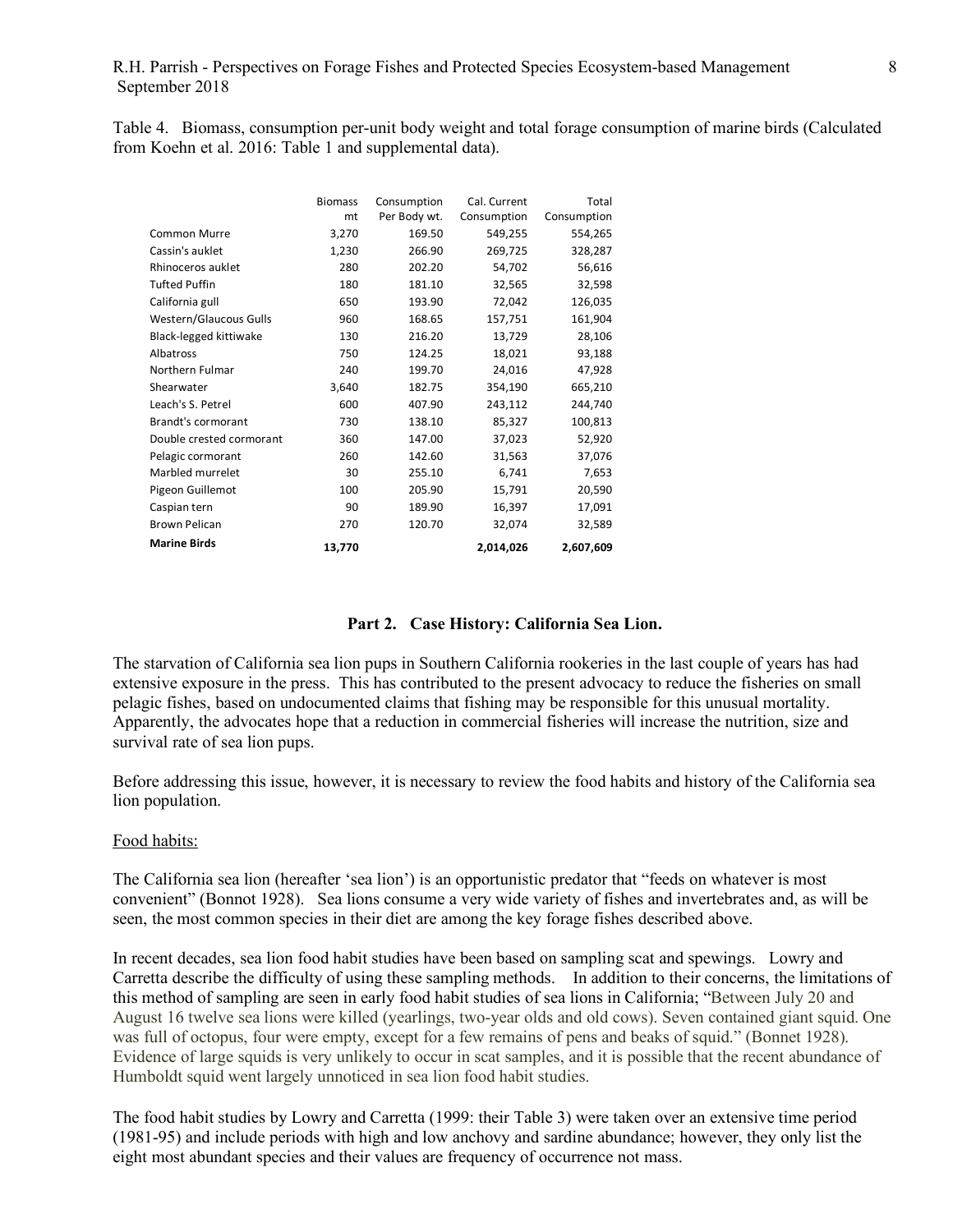Table 4. Biomass, consumption per-unit body weight and total forage consumption of marine birds (Calculated from Koehn et al. 2016: Table 1 and supplemental data).

| | Biomass mt | Consumption Per Body wt. | Cal. Current Consumption | Total Consumption |
|---|---|---|---|---|
| Common Murre | 3,270 | 169.50 | 549,255 | 554,265 |
| Cassin's auklet | 1,230 | 266.90 | 269,725 | 328,287 |
| Rhinoceros auklet | 280 | 202.20 | 54,702 | 56,616 |
| Tufted Puffin | 180 | 181.10 | 32,565 | 32,598 |
| California gull | 650 | 193.90 | 72,042 | 126,035 |
| Western/Glaucous Gulls | 960 | 168.65 | 157,751 | 161,904 |
| Black-legged kittiwake | 130 | 216.20 | 13,729 | 28,106 |
| Albatross | 750 | 124.25 | 18,021 | 93,188 |
| Northern Fulmar | 240 | 199.70 | 24,016 | 47,928 |
| Shearwater | 3,640 | 182.75 | 354,190 | 665,210 |
| Leach's S. Petrel | 600 | 407.90 | 243,112 | 244,740 |
| Brandt's cormorant | 730 | 138.10 | 85,327 | 100,813 |
| Double crested cormorant | 360 | 147.00 | 37,023 | 52,920 |
| Pelagic cormorant | 260 | 142.60 | 31,563 | 37,076 |
| Marbled murrelet | 30 | 255.10 | 6,741 | 7,653 |
| Pigeon Guillemot | 100 | 205.90 | 15,791 | 20,590 |
| Caspian tern | 90 | 189.90 | 16,397 | 17,091 |
| Brown Pelican | 270 | 120.70 | 32,074 | 32,589 |
| **Marine Birds** | **13,770** | | **2,014,026** | **2,607,609** |

## Part 2. Case History: California Sea Lion.

The starvation of California sea lion pups in Southern California rookeries in the last couple of years has had extensive exposure in the press. This has contributed to the present advocacy to reduce the fisheries on small pelagic fishes, based on undocumented claims that fishing may be responsible for this unusual mortality. Apparently, the advocates hope that a reduction in commercial fisheries will increase the nutrition, size and survival rate of sea lion pups.

Before addressing this issue, however, it is necessary to review the food habits and history of the California sea lion population.

Food habits:

The California sea lion (hereafter 'sea lion') is an opportunistic predator that "feeds on whatever is most convenient" (Bonnot 1928). Sea lions consume a very wide variety of fishes and invertebrates and, as will be seen, the most common species in their diet are among the key forage fishes described above.

In recent decades, sea lion food habit studies have been based on sampling scat and spewings. Lowry and Carretta describe the difficulty of using these sampling methods. In addition to their concerns, the limitations of this method of sampling are seen in early food habit studies of sea lions in California; "Between July 20 and August 16 twelve sea lions were killed (yearlings, two-year olds and old cows). Seven contained giant squid. One was full of octopus, four were empty, except for a few remains of pens and beaks of squid." (Bonnet 1928). Evidence of large squids is very unlikely to occur in scat samples, and it is possible that the recent abundance of Humboldt squid went largely unnoticed in sea lion food habit studies.

The food habit studies by Lowry and Carretta (1999: their Table 3) were taken over an extensive time period (1981-95) and include periods with high and low anchovy and sardine abundance; however, they only list the eight most abundant species and their values are frequency of occurrence not mass.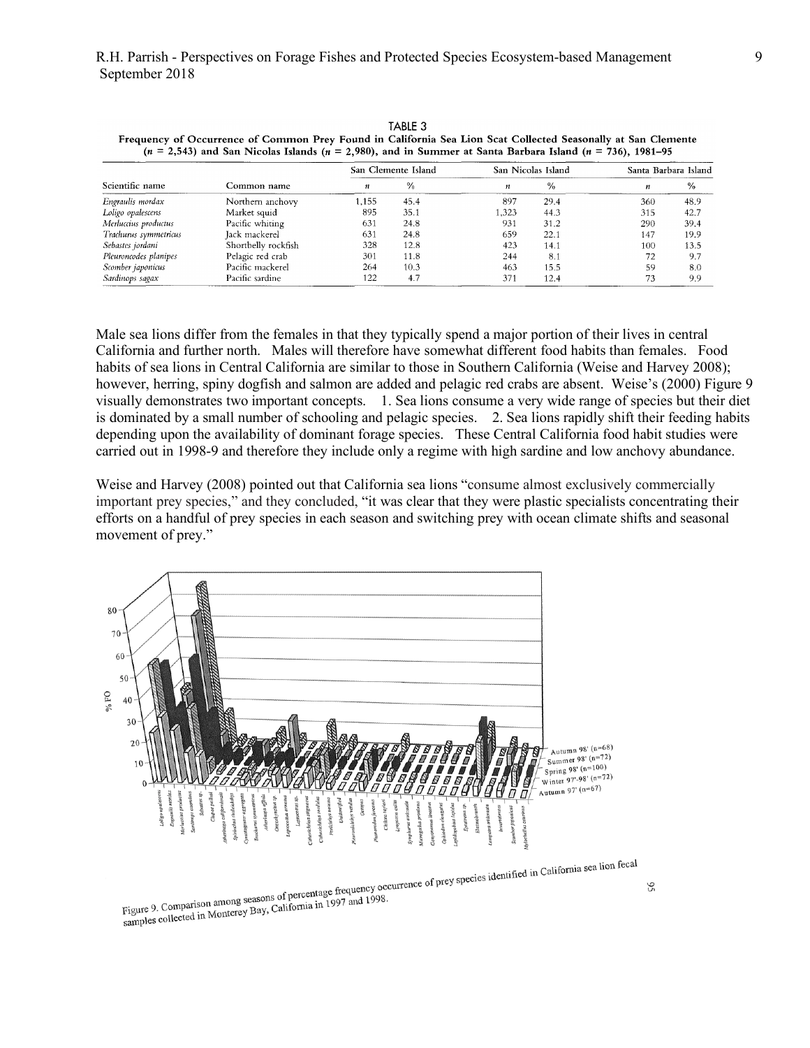TABLE 3

**Frequency of Occurrence of Common Prey Found in California Sea Lion Scat Collected Seasonally at San Clemente ($n$ = 2,543) and San Nicolas Islands ($n$ = 2,980), and in Summer at Santa Barbara Island ($n$ = 736), 1981–95**

| | | San Clemente Island | | San Nicolas Island | | Santa Barbara Island | |
|---|---|---|---|---|---|---|---|
| Scientific name | Common name | $n$ | % | $n$ | % | $n$ | % |
| *Engraulis mordax* | Northern anchovy | 1,155 | 45.4 | 897 | 29.4 | 360 | 48.9 |
| *Loligo opalescens* | Market squid | 895 | 35.1 | 1,323 | 44.3 | 315 | 42.7 |
| *Merluccius productus* | Pacific whiting | 631 | 24.8 | 931 | 31.2 | 290 | 39.4 |
| *Trachurus symmetricus* | Jack mackerel | 631 | 24.8 | 659 | 22.1 | 147 | 19.9 |
| *Sebastes jordani* | Shortbelly rockfish | 328 | 12.8 | 423 | 14.1 | 100 | 13.5 |
| *Pleuroncodes planipes* | Pelagic red crab | 301 | 11.8 | 244 | 8.1 | 72 | 9.7 |
| *Scomber japonicus* | Pacific mackerel | 264 | 10.3 | 463 | 15.5 | 59 | 8.0 |
| *Sardinops sagax* | Pacific sardine | 122 | 4.7 | 371 | 12.4 | 73 | 9.9 |

Male sea lions differ from the females in that they typically spend a major portion of their lives in central California and further north. Males will therefore have somewhat different food habits than females. Food habits of sea lions in Central California are similar to those in Southern California (Weise and Harvey 2008); however, herring, spiny dogfish and salmon are added and pelagic red crabs are absent. Weise's (2000) Figure 9 visually demonstrates two important concepts. 1. Sea lions consume a very wide range of species but their diet is dominated by a small number of schooling and pelagic species. 2. Sea lions rapidly shift their feeding habits depending upon the availability of dominant forage species. These Central California food habit studies were carried out in 1998-9 and therefore they include only a regime with high sardine and low anchovy abundance.

Weise and Harvey (2008) pointed out that California sea lions "consume almost exclusively commercially important prey species," and they concluded, "it was clear that they were plastic specialists concentrating their efforts on a handful of prey species in each season and switching prey with ocean climate shifts and seasonal movement of prey."

Figure 9. Comparison among seasons of percentage frequency occurrence of prey species identified in California sea lion fecal samples collected in Monterey Bay, California in 1997 and 1998.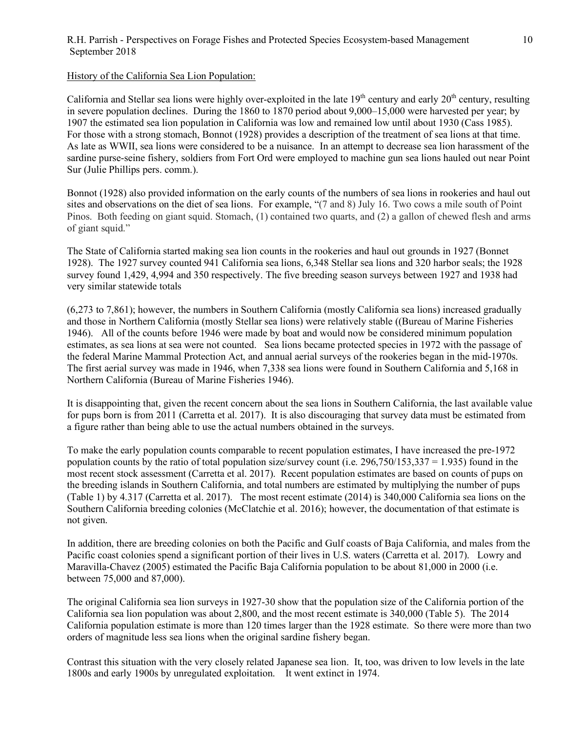History of the California Sea Lion Population:

California and Stellar sea lions were highly over-exploited in the late 19th century and early 20th century, resulting in severe population declines. During the 1860 to 1870 period about 9,000–15,000 were harvested per year; by 1907 the estimated sea lion population in California was low and remained low until about 1930 (Cass 1985). For those with a strong stomach, Bonnot (1928) provides a description of the treatment of sea lions at that time. As late as WWII, sea lions were considered to be a nuisance. In an attempt to decrease sea lion harassment of the sardine purse-seine fishery, soldiers from Fort Ord were employed to machine gun sea lions hauled out near Point Sur (Julie Phillips pers. comm.).

Bonnot (1928) also provided information on the early counts of the numbers of sea lions in rookeries and haul out sites and observations on the diet of sea lions. For example, "(7 and 8) July 16. Two cows a mile south of Point Pinos. Both feeding on giant squid. Stomach, (1) contained two quarts, and (2) a gallon of chewed flesh and arms of giant squid."

The State of California started making sea lion counts in the rookeries and haul out grounds in 1927 (Bonnet 1928). The 1927 survey counted 941 California sea lions, 6,348 Stellar sea lions and 320 harbor seals; the 1928 survey found 1,429, 4,994 and 350 respectively. The five breeding season surveys between 1927 and 1938 had very similar statewide totals

(6,273 to 7,861); however, the numbers in Southern California (mostly California sea lions) increased gradually and those in Northern California (mostly Stellar sea lions) were relatively stable ((Bureau of Marine Fisheries 1946). All of the counts before 1946 were made by boat and would now be considered minimum population estimates, as sea lions at sea were not counted. Sea lions became protected species in 1972 with the passage of the federal Marine Mammal Protection Act, and annual aerial surveys of the rookeries began in the mid-1970s. The first aerial survey was made in 1946, when 7,338 sea lions were found in Southern California and 5,168 in Northern California (Bureau of Marine Fisheries 1946).

It is disappointing that, given the recent concern about the sea lions in Southern California, the last available value for pups born is from 2011 (Carretta et al. 2017). It is also discouraging that survey data must be estimated from a figure rather than being able to use the actual numbers obtained in the surveys.

To make the early population counts comparable to recent population estimates, I have increased the pre-1972 population counts by the ratio of total population size/survey count (i.e. 296,750/153,337 = 1.935) found in the most recent stock assessment (Carretta et al. 2017). Recent population estimates are based on counts of pups on the breeding islands in Southern California, and total numbers are estimated by multiplying the number of pups (Table 1) by 4.317 (Carretta et al. 2017). The most recent estimate (2014) is 340,000 California sea lions on the Southern California breeding colonies (McClatchie et al. 2016); however, the documentation of that estimate is not given.

In addition, there are breeding colonies on both the Pacific and Gulf coasts of Baja California, and males from the Pacific coast colonies spend a significant portion of their lives in U.S. waters (Carretta et al. 2017). Lowry and Maravilla-Chavez (2005) estimated the Pacific Baja California population to be about 81,000 in 2000 (i.e. between 75,000 and 87,000).

The original California sea lion surveys in 1927-30 show that the population size of the California portion of the California sea lion population was about 2,800, and the most recent estimate is 340,000 (Table 5). The 2014 California population estimate is more than 120 times larger than the 1928 estimate. So there were more than two orders of magnitude less sea lions when the original sardine fishery began.

Contrast this situation with the very closely related Japanese sea lion. It, too, was driven to low levels in the late 1800s and early 1900s by unregulated exploitation. It went extinct in 1974.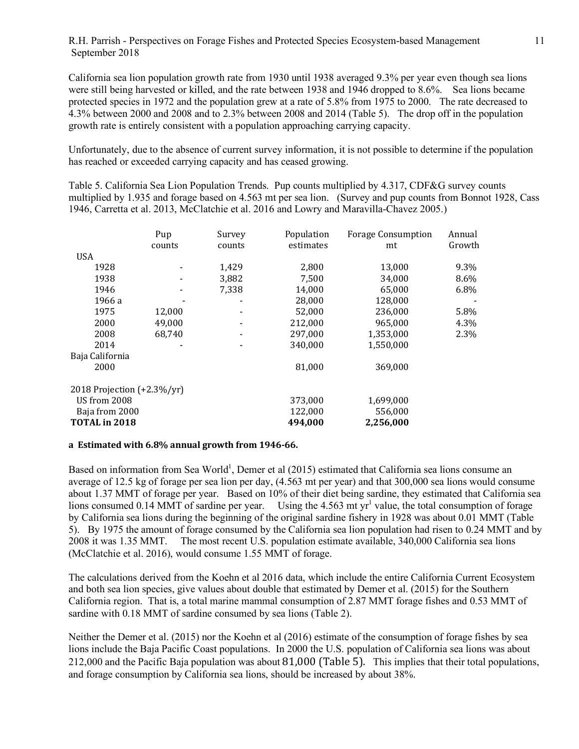California sea lion population growth rate from 1930 until 1938 averaged 9.3% per year even though sea lions were still being harvested or killed, and the rate between 1938 and 1946 dropped to 8.6%. Sea lions became protected species in 1972 and the population grew at a rate of 5.8% from 1975 to 2000. The rate decreased to 4.3% between 2000 and 2008 and to 2.3% between 2008 and 2014 (Table 5). The drop off in the population growth rate is entirely consistent with a population approaching carrying capacity.

Unfortunately, due to the absence of current survey information, it is not possible to determine if the population has reached or exceeded carrying capacity and has ceased growing.

Table 5. California Sea Lion Population Trends. Pup counts multiplied by 4.317, CDF&G survey counts multiplied by 1.935 and forage based on 4.563 mt per sea lion. (Survey and pup counts from Bonnot 1928, Cass 1946, Carretta et al. 2013, McClatchie et al. 2016 and Lowry and Maravilla-Chavez 2005.)

| | Pup counts | Survey counts | Population estimates | Forage Consumption mt | Annual Growth |
|---|---|---|---|---|---|
| USA | | | | | |
| 1928 | - | 1,429 | 2,800 | 13,000 | 9.3% |
| 1938 | - | 3,882 | 7,500 | 34,000 | 8.6% |
| 1946 | - | 7,338 | 14,000 | 65,000 | 6.8% |
| 1966 a | - | - | 28,000 | 128,000 | - |
| 1975 | 12,000 | - | 52,000 | 236,000 | 5.8% |
| 2000 | 49,000 | - | 212,000 | 965,000 | 4.3% |
| 2008 | 68,740 | - | 297,000 | 1,353,000 | 2.3% |
| 2014 | - | - | 340,000 | 1,550,000 | |
| Baja California | | | | | |
| 2000 | | | 81,000 | 369,000 | |
| 2018 Projection (+2.3%/yr) | | | | | |
| US from 2008 | | | 373,000 | 1,699,000 | |
| Baja from 2000 | | | 122,000 | 556,000 | |
| **TOTAL in 2018** | | | **494,000** | **2,256,000** | |

**a Estimated with 6.8% annual growth from 1946-66.**

Based on information from Sea World[1], Demer et al (2015) estimated that California sea lions consume an average of 12.5 kg of forage per sea lion per day, (4.563 mt per year) and that 300,000 sea lions would consume about 1.37 MMT of forage per year. Based on 10% of their diet being sardine, they estimated that California sea lions consumed 0.14 MMT of sardine per year. Using the 4.563 mt $yr^{1}$ value, the total consumption of forage by California sea lions during the beginning of the original sardine fishery in 1928 was about 0.01 MMT (Table 5). By 1975 the amount of forage consumed by the California sea lion population had risen to 0.24 MMT and by 2008 it was 1.35 MMT. The most recent U.S. population estimate available, 340,000 California sea lions (McClatchie et al. 2016), would consume 1.55 MMT of forage.

The calculations derived from the Koehn et al 2016 data, which include the entire California Current Ecosystem and both sea lion species, give values about double that estimated by Demer et al. (2015) for the Southern California region. That is, a total marine mammal consumption of 2.87 MMT forage fishes and 0.53 MMT of sardine with 0.18 MMT of sardine consumed by sea lions (Table 2).

Neither the Demer et al. (2015) nor the Koehn et al (2016) estimate of the consumption of forage fishes by sea lions include the Baja Pacific Coast populations. In 2000 the U.S. population of California sea lions was about 212,000 and the Pacific Baja population was about 81,000 (Table 5). This implies that their total populations, and forage consumption by California sea lions, should be increased by about 38%.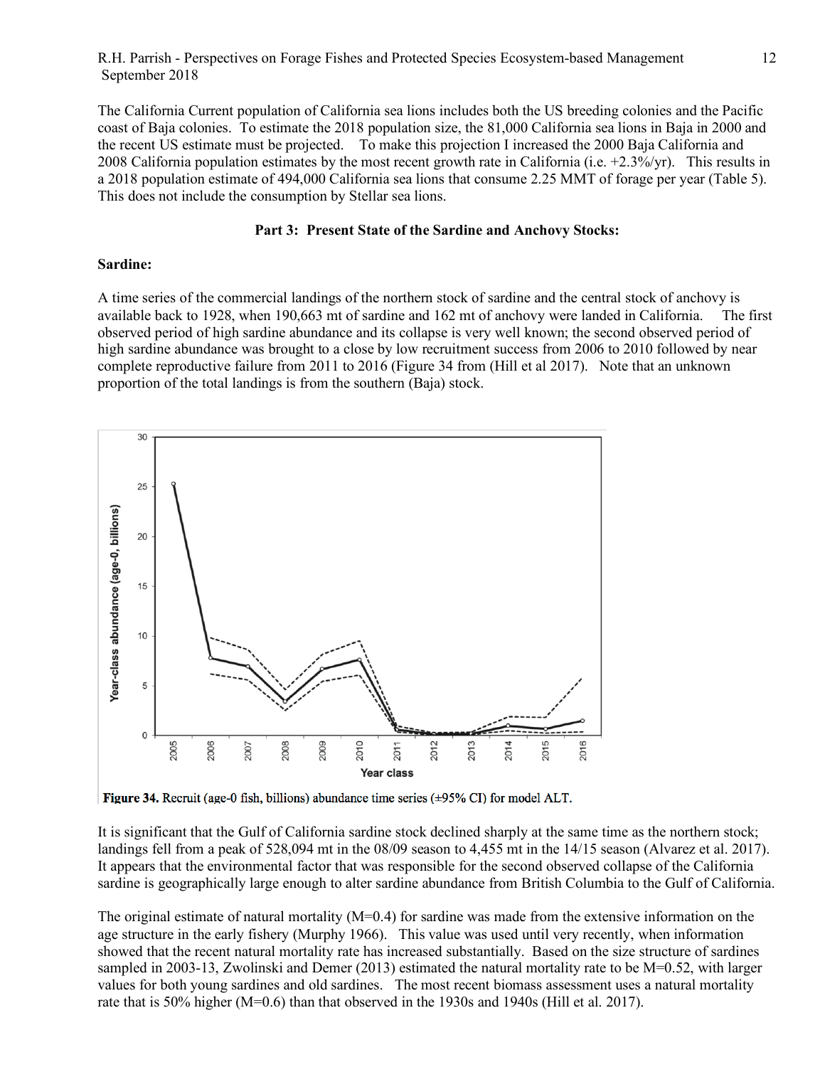The California Current population of California sea lions includes both the US breeding colonies and the Pacific coast of Baja colonies. To estimate the 2018 population size, the 81,000 California sea lions in Baja in 2000 and the recent US estimate must be projected. To make this projection I increased the 2000 Baja California and 2008 California population estimates by the most recent growth rate in California (i.e. +2.3%/yr). This results in a 2018 population estimate of 494,000 California sea lions that consume 2.25 MMT of forage per year (Table 5). This does not include the consumption by Stellar sea lions.

## Part 3: Present State of the Sardine and Anchovy Stocks:

### Sardine:

A time series of the commercial landings of the northern stock of sardine and the central stock of anchovy is available back to 1928, when 190,663 mt of sardine and 162 mt of anchovy were landed in California. The first observed period of high sardine abundance and its collapse is very well known; the second observed period of high sardine abundance was brought to a close by low recruitment success from 2006 to 2010 followed by near complete reproductive failure from 2011 to 2016 (Figure 34 from (Hill et al 2017). Note that an unknown proportion of the total landings is from the southern (Baja) stock.

**Figure 34.** Recruit (age-0 fish, billions) abundance time series (±95% CI) for model ALT.

It is significant that the Gulf of California sardine stock declined sharply at the same time as the northern stock; landings fell from a peak of 528,094 mt in the 08/09 season to 4,455 mt in the 14/15 season (Alvarez et al. 2017). It appears that the environmental factor that was responsible for the second observed collapse of the California sardine is geographically large enough to alter sardine abundance from British Columbia to the Gulf of California.

The original estimate of natural mortality (M=0.4) for sardine was made from the extensive information on the age structure in the early fishery (Murphy 1966). This value was used until very recently, when information showed that the recent natural mortality rate has increased substantially. Based on the size structure of sardines sampled in 2003-13, Zwolinski and Demer (2013) estimated the natural mortality rate to be M=0.52, with larger values for both young sardines and old sardines. The most recent biomass assessment uses a natural mortality rate that is 50% higher (M=0.6) than that observed in the 1930s and 1940s (Hill et al. 2017).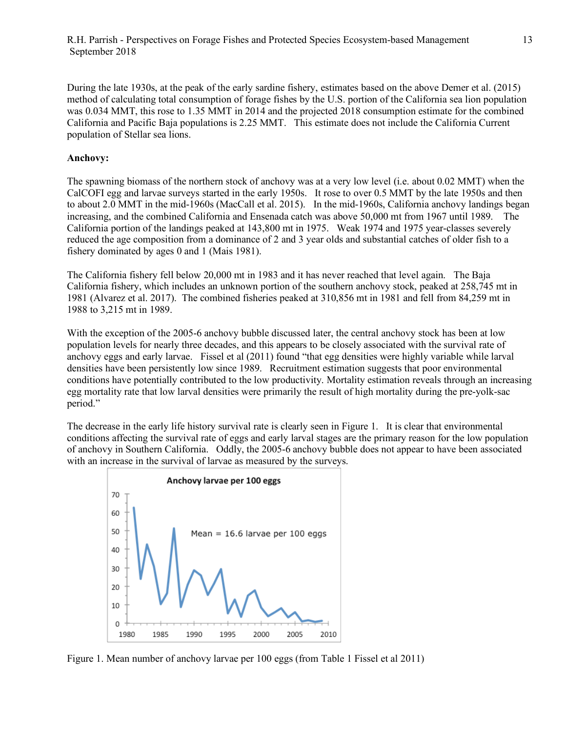During the late 1930s, at the peak of the early sardine fishery, estimates based on the above Demer et al. (2015) method of calculating total consumption of forage fishes by the U.S. portion of the California sea lion population was 0.034 MMT, this rose to 1.35 MMT in 2014 and the projected 2018 consumption estimate for the combined California and Pacific Baja populations is 2.25 MMT. This estimate does not include the California Current population of Stellar sea lions.

**Anchovy:**

The spawning biomass of the northern stock of anchovy was at a very low level (i.e. about 0.02 MMT) when the CalCOFI egg and larvae surveys started in the early 1950s. It rose to over 0.5 MMT by the late 1950s and then to about 2.0 MMT in the mid-1960s (MacCall et al. 2015). In the mid-1960s, California anchovy landings began increasing, and the combined California and Ensenada catch was above 50,000 mt from 1967 until 1989. The California portion of the landings peaked at 143,800 mt in 1975. Weak 1974 and 1975 year-classes severely reduced the age composition from a dominance of 2 and 3 year olds and substantial catches of older fish to a fishery dominated by ages 0 and 1 (Mais 1981).

The California fishery fell below 20,000 mt in 1983 and it has never reached that level again. The Baja California fishery, which includes an unknown portion of the southern anchovy stock, peaked at 258,745 mt in 1981 (Alvarez et al. 2017). The combined fisheries peaked at 310,856 mt in 1981 and fell from 84,259 mt in 1988 to 3,215 mt in 1989.

With the exception of the 2005-6 anchovy bubble discussed later, the central anchovy stock has been at low population levels for nearly three decades, and this appears to be closely associated with the survival rate of anchovy eggs and early larvae. Fissel et al (2011) found "that egg densities were highly variable while larval densities have been persistently low since 1989. Recruitment estimation suggests that poor environmental conditions have potentially contributed to the low productivity. Mortality estimation reveals through an increasing egg mortality rate that low larval densities were primarily the result of high mortality during the pre-yolk-sac period."

The decrease in the early life history survival rate is clearly seen in Figure 1. It is clear that environmental conditions affecting the survival rate of eggs and early larval stages are the primary reason for the low population of anchovy in Southern California. Oddly, the 2005-6 anchovy bubble does not appear to have been associated with an increase in the survival of larvae as measured by the surveys.

Figure 1. Mean number of anchovy larvae per 100 eggs (from Table 1 Fissel et al 2011)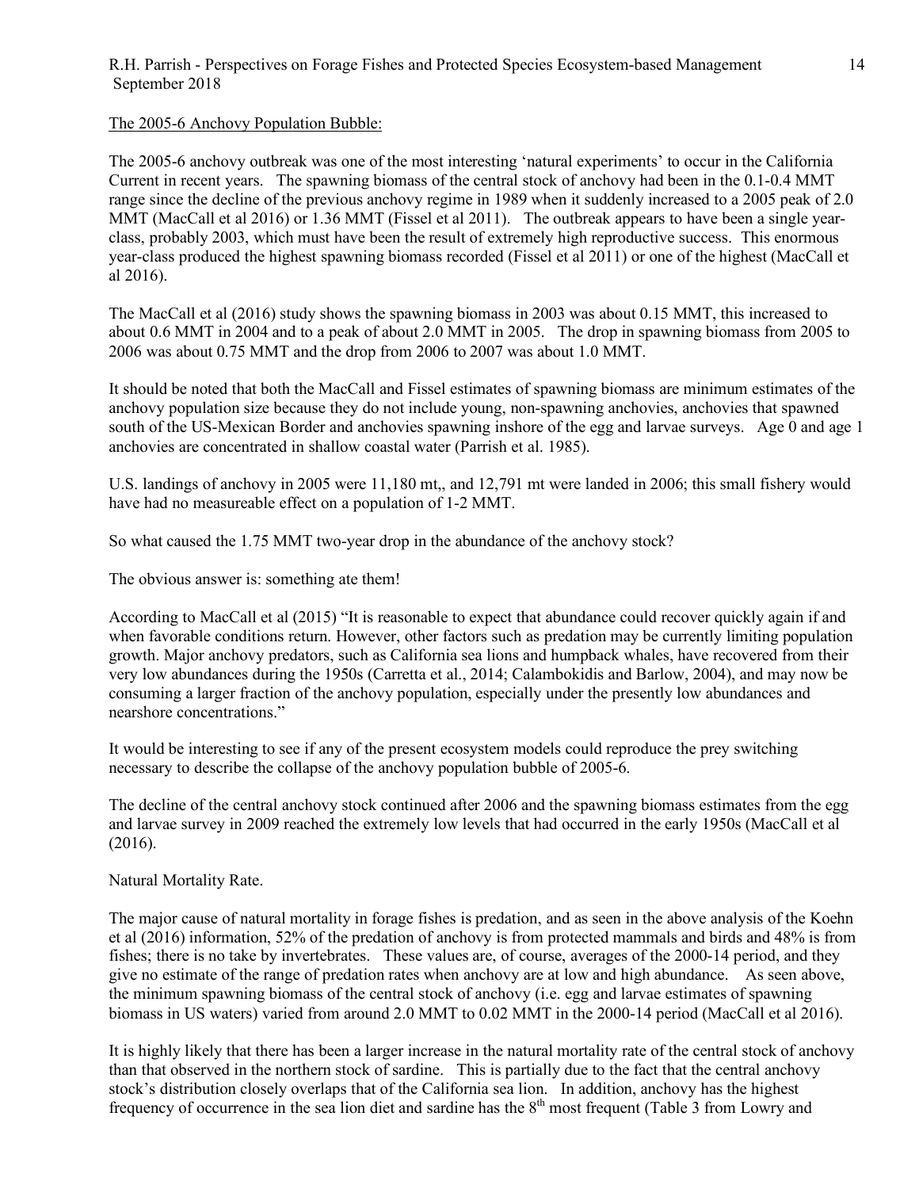## The 2005-6 Anchovy Population Bubble:

The 2005-6 anchovy outbreak was one of the most interesting 'natural experiments' to occur in the California Current in recent years. The spawning biomass of the central stock of anchovy had been in the 0.1-0.4 MMT range since the decline of the previous anchovy regime in 1989 when it suddenly increased to a 2005 peak of 2.0 MMT (MacCall et al 2016) or 1.36 MMT (Fissel et al 2011). The outbreak appears to have been a single year-class, probably 2003, which must have been the result of extremely high reproductive success. This enormous year-class produced the highest spawning biomass recorded (Fissel et al 2011) or one of the highest (MacCall et al 2016).

The MacCall et al (2016) study shows the spawning biomass in 2003 was about 0.15 MMT, this increased to about 0.6 MMT in 2004 and to a peak of about 2.0 MMT in 2005. The drop in spawning biomass from 2005 to 2006 was about 0.75 MMT and the drop from 2006 to 2007 was about 1.0 MMT.

It should be noted that both the MacCall and Fissel estimates of spawning biomass are minimum estimates of the anchovy population size because they do not include young, non-spawning anchovies, anchovies that spawned south of the US-Mexican Border and anchovies spawning inshore of the egg and larvae surveys. Age 0 and age 1 anchovies are concentrated in shallow coastal water (Parrish et al. 1985).

U.S. landings of anchovy in 2005 were 11,180 mt,, and 12,791 mt were landed in 2006; this small fishery would have had no measureable effect on a population of 1-2 MMT.

So what caused the 1.75 MMT two-year drop in the abundance of the anchovy stock?

The obvious answer is: something ate them!

According to MacCall et al (2015) "It is reasonable to expect that abundance could recover quickly again if and when favorable conditions return. However, other factors such as predation may be currently limiting population growth. Major anchovy predators, such as California sea lions and humpback whales, have recovered from their very low abundances during the 1950s (Carretta et al., 2014; Calambokidis and Barlow, 2004), and may now be consuming a larger fraction of the anchovy population, especially under the presently low abundances and nearshore concentrations."

It would be interesting to see if any of the present ecosystem models could reproduce the prey switching necessary to describe the collapse of the anchovy population bubble of 2005-6.

The decline of the central anchovy stock continued after 2006 and the spawning biomass estimates from the egg and larvae survey in 2009 reached the extremely low levels that had occurred in the early 1950s (MacCall et al (2016).

Natural Mortality Rate.

The major cause of natural mortality in forage fishes is predation, and as seen in the above analysis of the Koehn et al (2016) information, 52% of the predation of anchovy is from protected mammals and birds and 48% is from fishes; there is no take by invertebrates. These values are, of course, averages of the 2000-14 period, and they give no estimate of the range of predation rates when anchovy are at low and high abundance. As seen above, the minimum spawning biomass of the central stock of anchovy (i.e. egg and larvae estimates of spawning biomass in US waters) varied from around 2.0 MMT to 0.02 MMT in the 2000-14 period (MacCall et al 2016).

It is highly likely that there has been a larger increase in the natural mortality rate of the central stock of anchovy than that observed in the northern stock of sardine. This is partially due to the fact that the central anchovy stock's distribution closely overlaps that of the California sea lion. In addition, anchovy has the highest frequency of occurrence in the sea lion diet and sardine has the 8th most frequent (Table 3 from Lowry and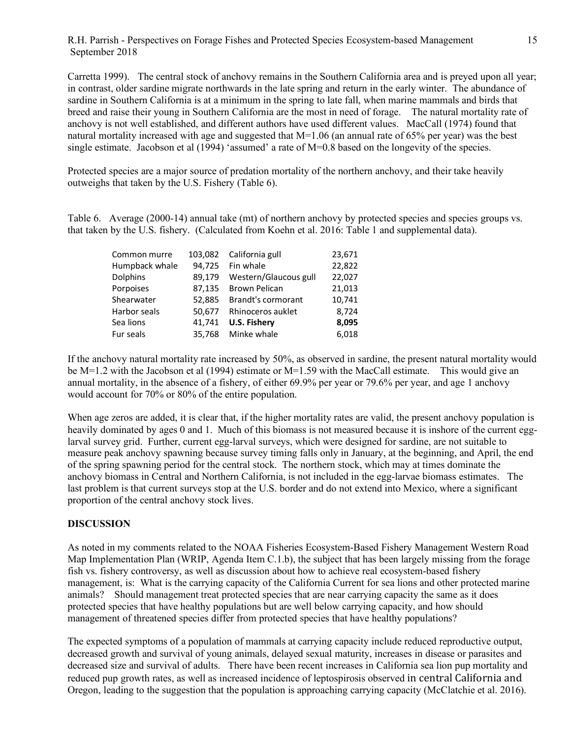Carretta 1999). The central stock of anchovy remains in the Southern California area and is preyed upon all year; in contrast, older sardine migrate northwards in the late spring and return in the early winter. The abundance of sardine in Southern California is at a minimum in the spring to late fall, when marine mammals and birds that breed and raise their young in Southern California are the most in need of forage. The natural mortality rate of anchovy is not well established, and different authors have used different values. MacCall (1974) found that natural mortality increased with age and suggested that M=1.06 (an annual rate of 65% per year) was the best single estimate. Jacobson et al (1994) 'assumed' a rate of M=0.8 based on the longevity of the species.

Protected species are a major source of predation mortality of the northern anchovy, and their take heavily outweighs that taken by the U.S. Fishery (Table 6).

Table 6. Average (2000-14) annual take (mt) of northern anchovy by protected species and species groups vs. that taken by the U.S. fishery. (Calculated from Koehn et al. 2016: Table 1 and supplemental data).

| | | | |
|---|---|---|---|
| Common murre | 103,082 | California gull | 23,671 |
| Humpback whale | 94,725 | Fin whale | 22,822 |
| Dolphins | 89,179 | Western/Glaucous gull | 22,027 |
| Porpoises | 87,135 | Brown Pelican | 21,013 |
| Shearwater | 52,885 | Brandt's cormorant | 10,741 |
| Harbor seals | 50,677 | Rhinoceros auklet | 8,724 |
| Sea lions | 41,741 | **U.S. Fishery** | **8,095** |
| Fur seals | 35,768 | Minke whale | 6,018 |

If the anchovy natural mortality rate increased by 50%, as observed in sardine, the present natural mortality would be M=1.2 with the Jacobson et al (1994) estimate or M=1.59 with the MacCall estimate. This would give an annual mortality, in the absence of a fishery, of either 69.9% per year or 79.6% per year, and age 1 anchovy would account for 70% or 80% of the entire population.

When age zeros are added, it is clear that, if the higher mortality rates are valid, the present anchovy population is heavily dominated by ages 0 and 1. Much of this biomass is not measured because it is inshore of the current egg-larval survey grid. Further, current egg-larval surveys, which were designed for sardine, are not suitable to measure peak anchovy spawning because survey timing falls only in January, at the beginning, and April, the end of the spring spawning period for the central stock. The northern stock, which may at times dominate the anchovy biomass in Central and Northern California, is not included in the egg-larvae biomass estimates. The last problem is that current surveys stop at the U.S. border and do not extend into Mexico, where a significant proportion of the central anchovy stock lives.

## DISCUSSION

As noted in my comments related to the NOAA Fisheries Ecosystem-Based Fishery Management Western Road Map Implementation Plan (WRIP, Agenda Item C.1.b), the subject that has been largely missing from the forage fish vs. fishery controversy, as well as discussion about how to achieve real ecosystem-based fishery management, is: What is the carrying capacity of the California Current for sea lions and other protected marine animals? Should management treat protected species that are near carrying capacity the same as it does protected species that have healthy populations but are well below carrying capacity, and how should management of threatened species differ from protected species that have healthy populations?

The expected symptoms of a population of mammals at carrying capacity include reduced reproductive output, decreased growth and survival of young animals, delayed sexual maturity, increases in disease or parasites and decreased size and survival of adults. There have been recent increases in California sea lion pup mortality and reduced pup growth rates, as well as increased incidence of leptospirosis observed in central California and Oregon, leading to the suggestion that the population is approaching carrying capacity (McClatchie et al. 2016).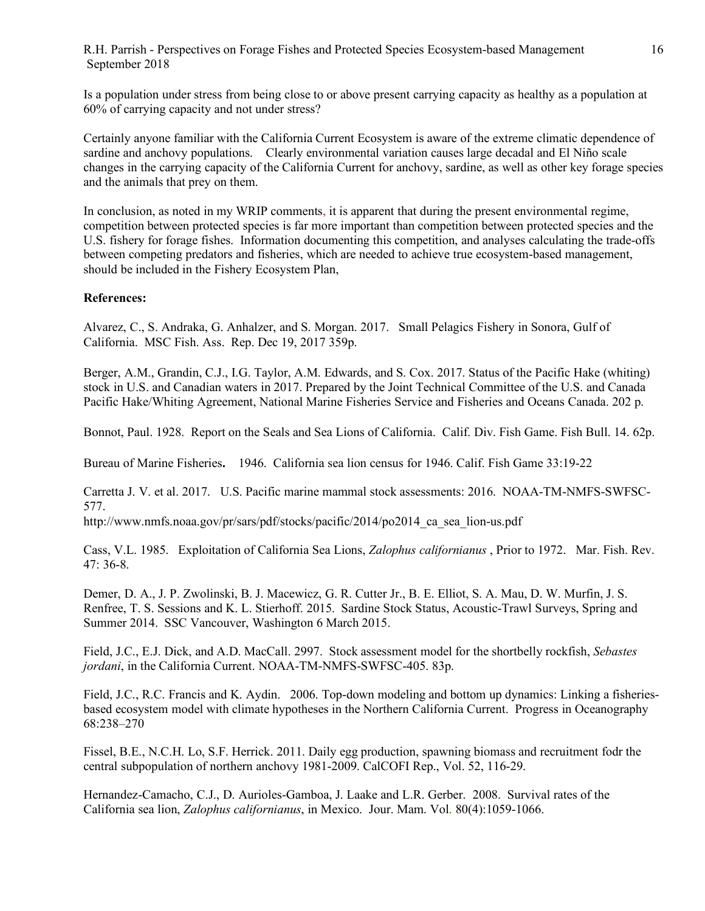Is a population under stress from being close to or above present carrying capacity as healthy as a population at 60% of carrying capacity and not under stress?

Certainly anyone familiar with the California Current Ecosystem is aware of the extreme climatic dependence of sardine and anchovy populations. Clearly environmental variation causes large decadal and El Niño scale changes in the carrying capacity of the California Current for anchovy, sardine, as well as other key forage species and the animals that prey on them.

In conclusion, as noted in my WRIP comments, it is apparent that during the present environmental regime, competition between protected species is far more important than competition between protected species and the U.S. fishery for forage fishes. Information documenting this competition, and analyses calculating the trade-offs between competing predators and fisheries, which are needed to achieve true ecosystem-based management, should be included in the Fishery Ecosystem Plan,

**References:**

Alvarez, C., S. Andraka, G. Anhalzer, and S. Morgan. 2017. Small Pelagics Fishery in Sonora, Gulf of California. MSC Fish. Ass. Rep. Dec 19, 2017 359p.

Berger, A.M., Grandin, C.J., I.G. Taylor, A.M. Edwards, and S. Cox. 2017. Status of the Pacific Hake (whiting) stock in U.S. and Canadian waters in 2017. Prepared by the Joint Technical Committee of the U.S. and Canada Pacific Hake/Whiting Agreement, National Marine Fisheries Service and Fisheries and Oceans Canada. 202 p.

Bonnot, Paul. 1928. Report on the Seals and Sea Lions of California. Calif. Div. Fish Game. Fish Bull. 14. 62p.

Bureau of Marine Fisheries**.** 1946. California sea lion census for 1946. Calif. Fish Game 33:19-22

Carretta J. V. et al. 2017. U.S. Pacific marine mammal stock assessments: 2016. NOAA-TM-NMFS-SWFSC-577.
http://www.nmfs.noaa.gov/pr/sars/pdf/stocks/pacific/2014/po2014_ca_sea_lion-us.pdf

Cass, V.L. 1985. Exploitation of California Sea Lions, *Zalophus californianus* , Prior to 1972. Mar. Fish. Rev. 47: 36-8.

Demer, D. A., J. P. Zwolinski, B. J. Macewicz, G. R. Cutter Jr., B. E. Elliot, S. A. Mau, D. W. Murfin, J. S. Renfree, T. S. Sessions and K. L. Stierhoff. 2015. Sardine Stock Status, Acoustic-Trawl Surveys, Spring and Summer 2014. SSC Vancouver, Washington 6 March 2015.

Field, J.C., E.J. Dick, and A.D. MacCall. 2997. Stock assessment model for the shortbelly rockfish, *Sebastes jordani*, in the California Current. NOAA-TM-NMFS-SWFSC-405. 83p.

Field, J.C., R.C. Francis and K. Aydin. 2006. Top-down modeling and bottom up dynamics: Linking a fisheries-based ecosystem model with climate hypotheses in the Northern California Current. Progress in Oceanography 68:238–270

Fissel, B.E., N.C.H. Lo, S.F. Herrick. 2011. Daily egg production, spawning biomass and recruitment fodr the central subpopulation of northern anchovy 1981-2009. CalCOFI Rep., Vol. 52, 116-29.

Hernandez-Camacho, C.J., D. Aurioles-Gamboa, J. Laake and L.R. Gerber. 2008. Survival rates of the California sea lion, *Zalophus californianus*, in Mexico. Jour. Mam. Vol. 80(4):1059-1066.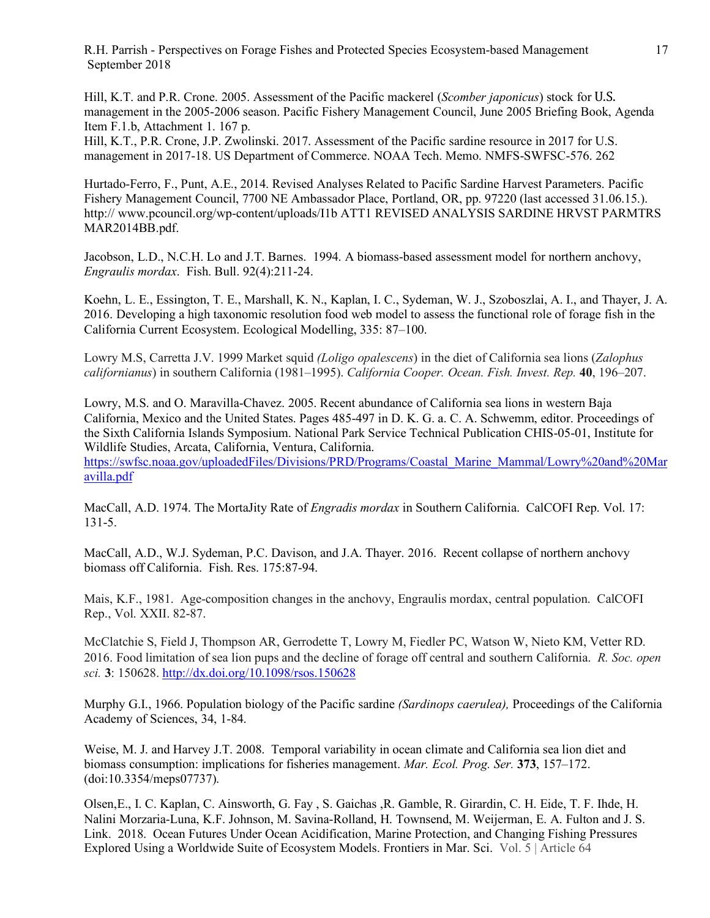Hill, K.T. and P.R. Crone. 2005. Assessment of the Pacific mackerel (*Scomber japonicus*) stock for U.S. management in the 2005-2006 season. Pacific Fishery Management Council, June 2005 Briefing Book, Agenda Item F.1.b, Attachment 1. 167 p.
Hill, K.T., P.R. Crone, J.P. Zwolinski. 2017. Assessment of the Pacific sardine resource in 2017 for U.S. management in 2017-18. US Department of Commerce. NOAA Tech. Memo. NMFS-SWFSC-576. 262

Hurtado-Ferro, F., Punt, A.E., 2014. Revised Analyses Related to Pacific Sardine Harvest Parameters. Pacific Fishery Management Council, 7700 NE Ambassador Place, Portland, OR, pp. 97220 (last accessed 31.06.15.). http:// www.pcouncil.org/wp-content/uploads/I1b ATT1 REVISED ANALYSIS SARDINE HRVST PARMTRS MAR2014BB.pdf.

Jacobson, L.D., N.C.H. Lo and J.T. Barnes. 1994. A biomass-based assessment model for northern anchovy, *Engraulis mordax*. Fish. Bull. 92(4):211-24.

Koehn, L. E., Essington, T. E., Marshall, K. N., Kaplan, I. C., Sydeman, W. J., Szoboszlai, A. I., and Thayer, J. A. 2016. Developing a high taxonomic resolution food web model to assess the functional role of forage fish in the California Current Ecosystem. Ecological Modelling, 335: 87–100.

Lowry M.S, Carretta J.V. 1999 Market squid *(Loligo opalescens*) in the diet of California sea lions (*Zalophus californianus*) in southern California (1981–1995). *California Cooper. Ocean. Fish. Invest. Rep.* **40**, 196–207.

Lowry, M.S. and O. Maravilla-Chavez. 2005. Recent abundance of California sea lions in western Baja California, Mexico and the United States. Pages 485-497 in D. K. G. a. C. A. Schwemm, editor. Proceedings of the Sixth California Islands Symposium. National Park Service Technical Publication CHIS-05-01, Institute for Wildlife Studies, Arcata, California, Ventura, California.
https://swfsc.noaa.gov/uploadedFiles/Divisions/PRD/Programs/Coastal_Marine_Mammal/Lowry%20and%20Maravilla.pdf

MacCall, A.D. 1974. The MortaJity Rate of *Engradis mordax* in Southern California. CalCOFI Rep. Vol. 17: 131-5.

MacCall, A.D., W.J. Sydeman, P.C. Davison, and J.A. Thayer. 2016. Recent collapse of northern anchovy biomass off California. Fish. Res. 175:87-94.

Mais, K.F., 1981. Age-composition changes in the anchovy, Engraulis mordax, central population. CalCOFI Rep., Vol. XXII. 82-87.

McClatchie S, Field J, Thompson AR, Gerrodette T, Lowry M, Fiedler PC, Watson W, Nieto KM, Vetter RD. 2016. Food limitation of sea lion pups and the decline of forage off central and southern California. *R. Soc. open sci.* **3**: 150628. http://dx.doi.org/10.1098/rsos.150628

Murphy G.I., 1966. Population biology of the Pacific sardine *(Sardinops caerulea),* Proceedings of the California Academy of Sciences, 34, 1-84.

Weise, M. J. and Harvey J.T. 2008. Temporal variability in ocean climate and California sea lion diet and biomass consumption: implications for fisheries management. *Mar. Ecol. Prog. Ser.* **373**, 157–172. (doi:10.3354/meps07737).

Olsen,E., I. C. Kaplan, C. Ainsworth, G. Fay , S. Gaichas ,R. Gamble, R. Girardin, C. H. Eide, T. F. Ihde, H. Nalini Morzaria-Luna, K.F. Johnson, M. Savina-Rolland, H. Townsend, M. Weijerman, E. A. Fulton and J. S. Link. 2018. Ocean Futures Under Ocean Acidification, Marine Protection, and Changing Fishing Pressures Explored Using a Worldwide Suite of Ecosystem Models. Frontiers in Mar. Sci. Vol. 5 | Article 64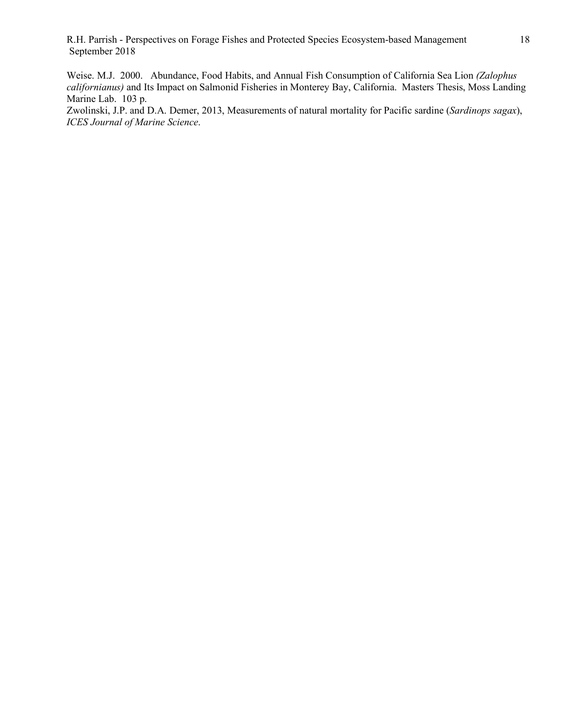Weise. M.J. 2000. Abundance, Food Habits, and Annual Fish Consumption of California Sea Lion *(Zalophus californianus)* and Its Impact on Salmonid Fisheries in Monterey Bay, California. Masters Thesis, Moss Landing Marine Lab. 103 p.

Zwolinski, J.P. and D.A. Demer, 2013, Measurements of natural mortality for Pacific sardine (*Sardinops sagax*), *ICES Journal of Marine Science*.